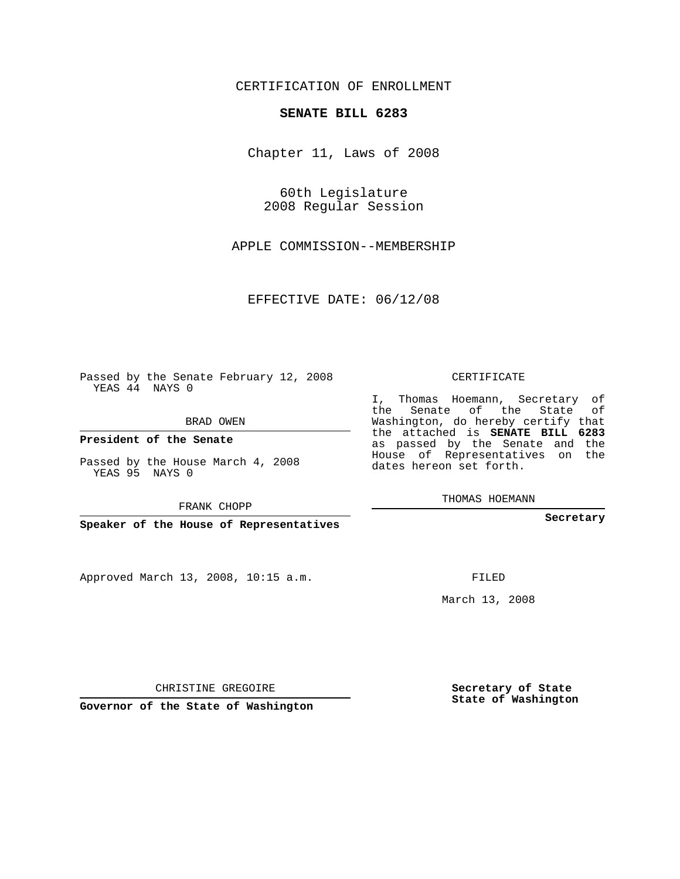CERTIFICATION OF ENROLLMENT

**SENATE BILL 6283**

Chapter 11, Laws of 2008

60th Legislature
2008 Regular Session

APPLE COMMISSION--MEMBERSHIP

EFFECTIVE DATE: 06/12/08

Passed by the Senate February 12, 2008
YEAS 44 NAYS 0

BRAD OWEN

**President of the Senate**

Passed by the House March 4, 2008
YEAS 95 NAYS 0

FRANK CHOPP

**Speaker of the House of Representatives**

CERTIFICATE

I, Thomas Hoemann, Secretary of the Senate of the State of Washington, do hereby certify that the attached is **SENATE BILL 6283** as passed by the Senate and the House of Representatives on the dates hereon set forth.

THOMAS HOEMANN

**Secretary**

Approved March 13, 2008, 10:15 a.m.

FILED

March 13, 2008

CHRISTINE GREGOIRE

**Governor of the State of Washington**

**Secretary of State**
**State of Washington**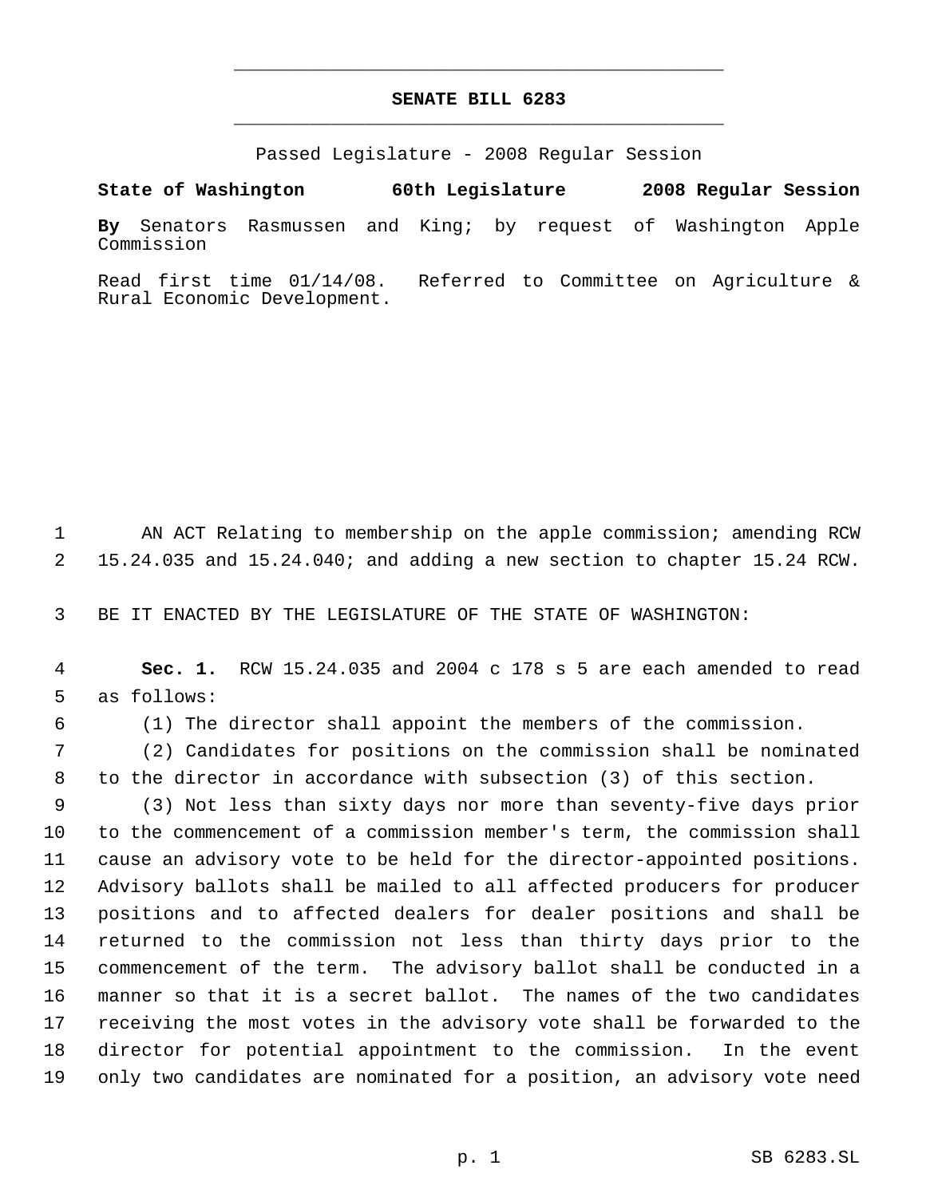# SENATE BILL 6283

Passed Legislature - 2008 Regular Session

**State of Washington 60th Legislature 2008 Regular Session**

**By** Senators Rasmussen and King; by request of Washington Apple Commission

Read first time 01/14/08. Referred to Committee on Agriculture & Rural Economic Development.

1 AN ACT Relating to membership on the apple commission; amending RCW
2 15.24.035 and 15.24.040; and adding a new section to chapter 15.24 RCW.

3 BE IT ENACTED BY THE LEGISLATURE OF THE STATE OF WASHINGTON:

4 **Sec. 1.** RCW 15.24.035 and 2004 c 178 s 5 are each amended to read
5 as follows:

6 (1) The director shall appoint the members of the commission.

7 (2) Candidates for positions on the commission shall be nominated
8 to the director in accordance with subsection (3) of this section.

9 (3) Not less than sixty days nor more than seventy-five days prior
10 to the commencement of a commission member's term, the commission shall
11 cause an advisory vote to be held for the director-appointed positions.
12 Advisory ballots shall be mailed to all affected producers for producer
13 positions and to affected dealers for dealer positions and shall be
14 returned to the commission not less than thirty days prior to the
15 commencement of the term. The advisory ballot shall be conducted in a
16 manner so that it is a secret ballot. The names of the two candidates
17 receiving the most votes in the advisory vote shall be forwarded to the
18 director for potential appointment to the commission. In the event
19 only two candidates are nominated for a position, an advisory vote need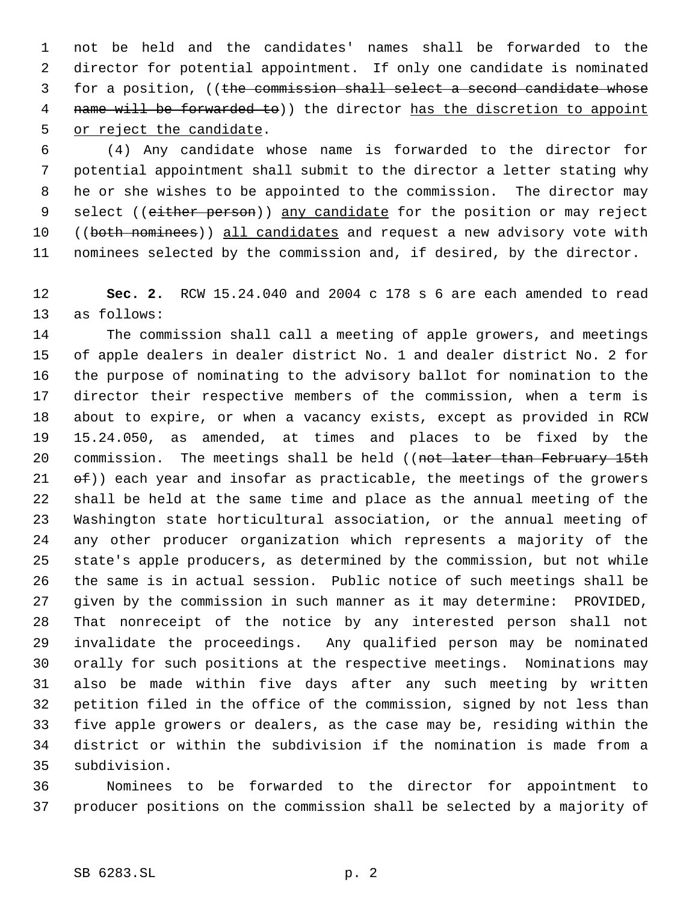not be held and the candidates' names shall be forwarded to the director for potential appointment. If only one candidate is nominated for a position, ((~~the commission shall select a second candidate whose name will be forwarded to~~)) the director <u>has the discretion to appoint or reject the candidate</u>.

(4) Any candidate whose name is forwarded to the director for potential appointment shall submit to the director a letter stating why he or she wishes to be appointed to the commission. The director may select ((~~either person~~)) <u>any candidate</u> for the position or may reject ((~~both nominees~~)) <u>all candidates</u> and request a new advisory vote with nominees selected by the commission and, if desired, by the director.

**Sec. 2.** RCW 15.24.040 and 2004 c 178 s 6 are each amended to read as follows:

The commission shall call a meeting of apple growers, and meetings of apple dealers in dealer district No. 1 and dealer district No. 2 for the purpose of nominating to the advisory ballot for nomination to the director their respective members of the commission, when a term is about to expire, or when a vacancy exists, except as provided in RCW 15.24.050, as amended, at times and places to be fixed by the commission. The meetings shall be held ((~~not later than February 15th of~~)) each year and insofar as practicable, the meetings of the growers shall be held at the same time and place as the annual meeting of the Washington state horticultural association, or the annual meeting of any other producer organization which represents a majority of the state's apple producers, as determined by the commission, but not while the same is in actual session. Public notice of such meetings shall be given by the commission in such manner as it may determine: PROVIDED, That nonreceipt of the notice by any interested person shall not invalidate the proceedings. Any qualified person may be nominated orally for such positions at the respective meetings. Nominations may also be made within five days after any such meeting by written petition filed in the office of the commission, signed by not less than five apple growers or dealers, as the case may be, residing within the district or within the subdivision if the nomination is made from a subdivision.

Nominees to be forwarded to the director for appointment to producer positions on the commission shall be selected by a majority of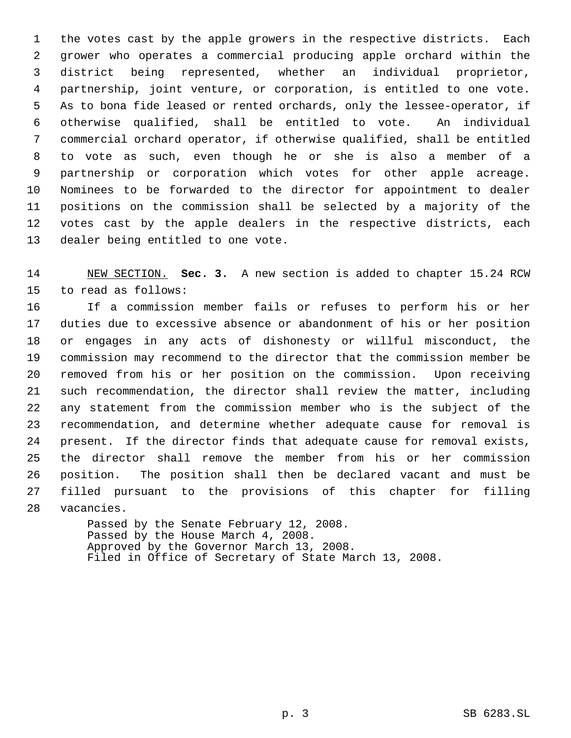the votes cast by the apple growers in the respective districts. Each grower who operates a commercial producing apple orchard within the district being represented, whether an individual proprietor, partnership, joint venture, or corporation, is entitled to one vote. As to bona fide leased or rented orchards, only the lessee-operator, if otherwise qualified, shall be entitled to vote. An individual commercial orchard operator, if otherwise qualified, shall be entitled to vote as such, even though he or she is also a member of a partnership or corporation which votes for other apple acreage. Nominees to be forwarded to the director for appointment to dealer positions on the commission shall be selected by a majority of the votes cast by the apple dealers in the respective districts, each dealer being entitled to one vote.

NEW SECTION. **Sec. 3.** A new section is added to chapter 15.24 RCW to read as follows:

If a commission member fails or refuses to perform his or her duties due to excessive absence or abandonment of his or her position or engages in any acts of dishonesty or willful misconduct, the commission may recommend to the director that the commission member be removed from his or her position on the commission. Upon receiving such recommendation, the director shall review the matter, including any statement from the commission member who is the subject of the recommendation, and determine whether adequate cause for removal is present. If the director finds that adequate cause for removal exists, the director shall remove the member from his or her commission position. The position shall then be declared vacant and must be filled pursuant to the provisions of this chapter for filling vacancies.

Passed by the Senate February 12, 2008.
Passed by the House March 4, 2008.
Approved by the Governor March 13, 2008.
Filed in Office of Secretary of State March 13, 2008.